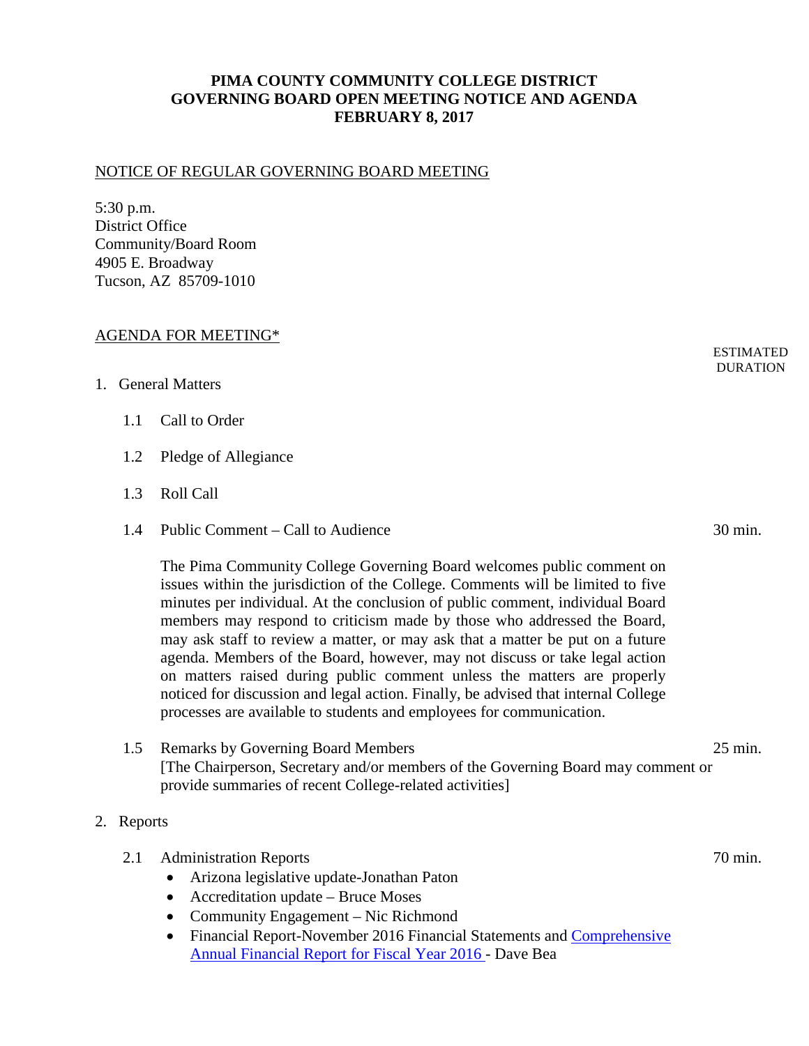# PIMA COUNTY COMMUNITY COLLEGE DISTRICT
# GOVERNING BOARD OPEN MEETING NOTICE AND AGENDA
# FEBRUARY 8, 2017

## NOTICE OF REGULAR GOVERNING BOARD MEETING

5:30 p.m.
District Office
Community/Board Room
4905 E. Broadway
Tucson, AZ 85709-1010

## AGENDA FOR MEETING*

ESTIMATED DURATION

1. General Matters

   1.1 Call to Order

   1.2 Pledge of Allegiance

   1.3 Roll Call

   1.4 Public Comment – Call to Audience — 30 min.

   The Pima Community College Governing Board welcomes public comment on issues within the jurisdiction of the College. Comments will be limited to five minutes per individual. At the conclusion of public comment, individual Board members may respond to criticism made by those who addressed the Board, may ask staff to review a matter, or may ask that a matter be put on a future agenda. Members of the Board, however, may not discuss or take legal action on matters raised during public comment unless the matters are properly noticed for discussion and legal action. Finally, be advised that internal College processes are available to students and employees for communication.

   1.5 Remarks by Governing Board Members — 25 min.
   [The Chairperson, Secretary and/or members of the Governing Board may comment or provide summaries of recent College-related activities]

2. Reports

   2.1 Administration Reports — 70 min.
   - Arizona legislative update-Jonathan Paton
   - Accreditation update – Bruce Moses
   - Community Engagement – Nic Richmond
   - Financial Report-November 2016 Financial Statements and Comprehensive Annual Financial Report for Fiscal Year 2016 - Dave Bea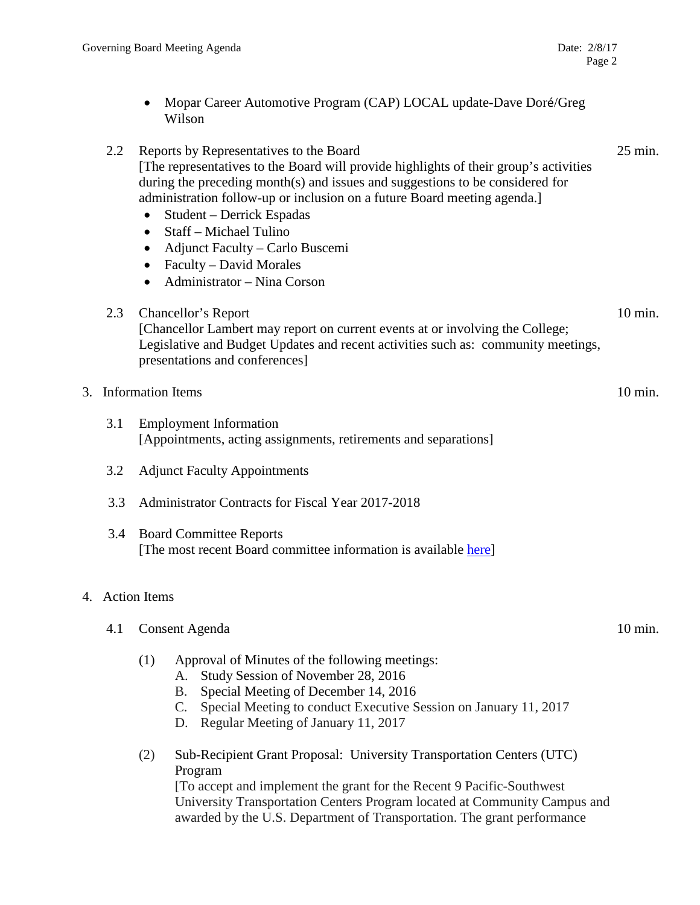- Mopar Career Automotive Program (CAP) LOCAL update-Dave Doré/Greg Wilson

2.2 Reports by Representatives to the Board — 25 min.
[The representatives to the Board will provide highlights of their group's activities during the preceding month(s) and issues and suggestions to be considered for administration follow-up or inclusion on a future Board meeting agenda.]

- Student – Derrick Espadas
- Staff – Michael Tulino
- Adjunct Faculty – Carlo Buscemi
- Faculty – David Morales
- Administrator – Nina Corson

2.3 Chancellor's Report — 10 min.
[Chancellor Lambert may report on current events at or involving the College; Legislative and Budget Updates and recent activities such as: community meetings, presentations and conferences]

3. Information Items — 10 min.

3.1 Employment Information
[Appointments, acting assignments, retirements and separations]

3.2 Adjunct Faculty Appointments

3.3 Administrator Contracts for Fiscal Year 2017-2018

3.4 Board Committee Reports
[The most recent Board committee information is available here]

4. Action Items

4.1 Consent Agenda — 10 min.

(1) Approval of Minutes of the following meetings:
   A. Study Session of November 28, 2016
   B. Special Meeting of December 14, 2016
   C. Special Meeting to conduct Executive Session on January 11, 2017
   D. Regular Meeting of January 11, 2017

(2) Sub-Recipient Grant Proposal: University Transportation Centers (UTC) Program
[To accept and implement the grant for the Recent 9 Pacific-Southwest University Transportation Centers Program located at Community Campus and awarded by the U.S. Department of Transportation. The grant performance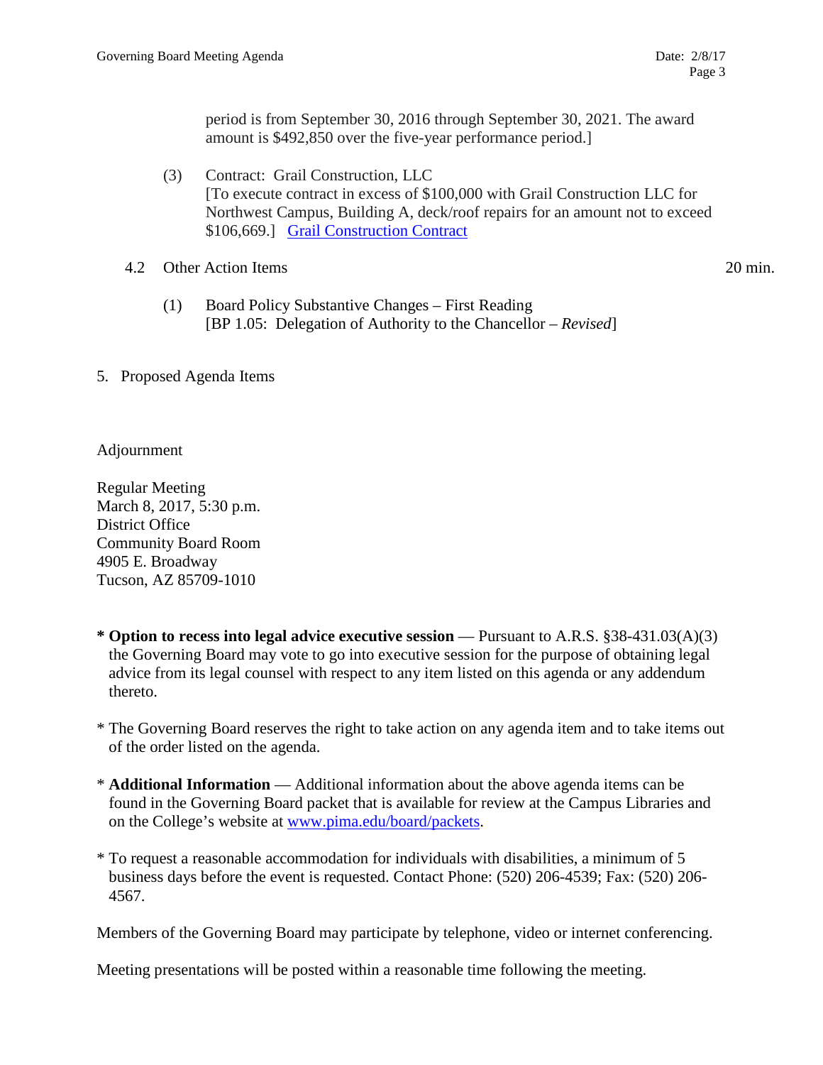period is from September 30, 2016 through September 30, 2021. The award amount is $492,850 over the five-year performance period.]

(3) Contract: Grail Construction, LLC
[To execute contract in excess of $100,000 with Grail Construction LLC for Northwest Campus, Building A, deck/roof repairs for an amount not to exceed $106,669.] Grail Construction Contract

4.2 Other Action Items — 20 min.

(1) Board Policy Substantive Changes – First Reading
[BP 1.05: Delegation of Authority to the Chancellor – *Revised*]

5. Proposed Agenda Items

Adjournment

Regular Meeting
March 8, 2017, 5:30 p.m.
District Office
Community Board Room
4905 E. Broadway
Tucson, AZ 85709-1010

* **Option to recess into legal advice executive session** — Pursuant to A.R.S. §38-431.03(A)(3) the Governing Board may vote to go into executive session for the purpose of obtaining legal advice from its legal counsel with respect to any item listed on this agenda or any addendum thereto.

* The Governing Board reserves the right to take action on any agenda item and to take items out of the order listed on the agenda.

* **Additional Information** — Additional information about the above agenda items can be found in the Governing Board packet that is available for review at the Campus Libraries and on the College's website at www.pima.edu/board/packets.

* To request a reasonable accommodation for individuals with disabilities, a minimum of 5 business days before the event is requested. Contact Phone: (520) 206-4539; Fax: (520) 206-4567.

Members of the Governing Board may participate by telephone, video or internet conferencing.

Meeting presentations will be posted within a reasonable time following the meeting.